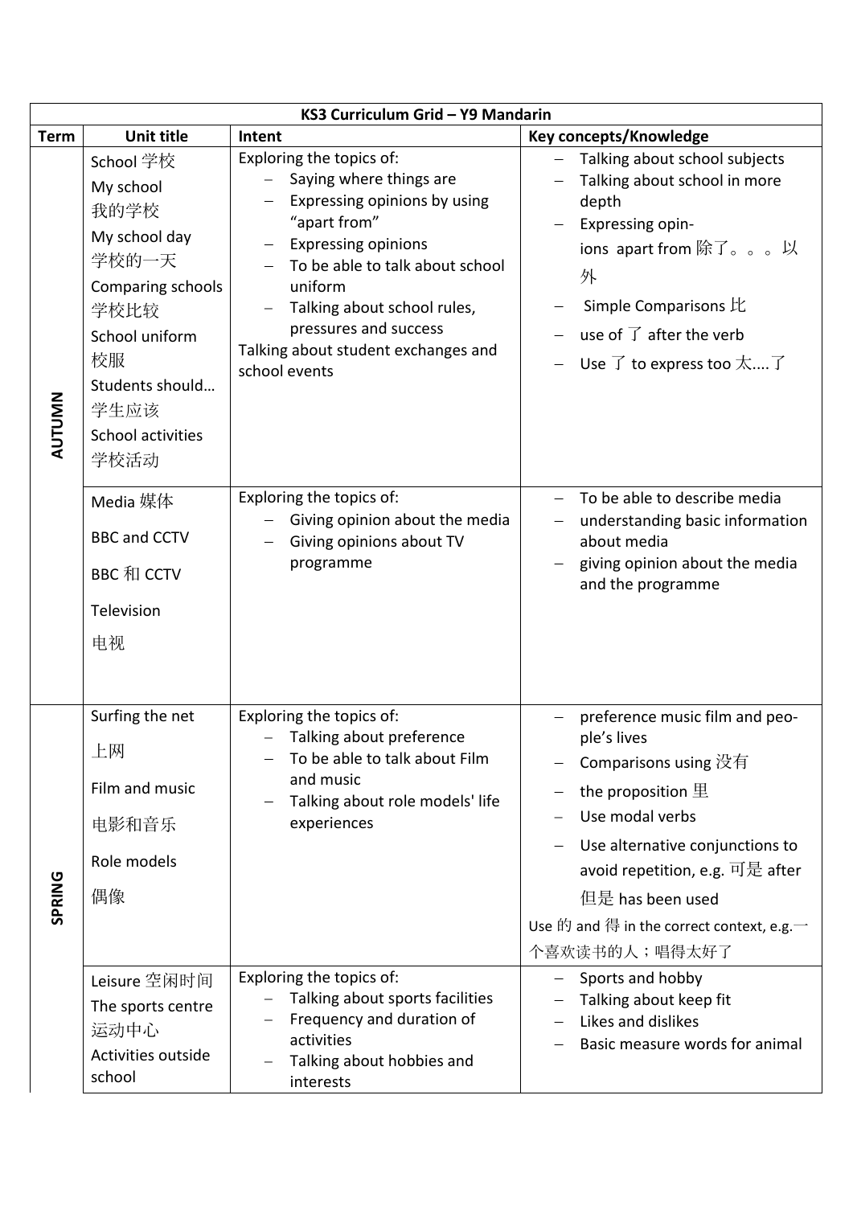| KS3 Curriculum Grid – Y9 Mandarin | | | |
|---|---|---|---|
| **Term** | **Unit title** | **Intent** | **Key concepts/Knowledge** |
| AUTUMN | School 学校<br>My school<br>我的学校<br>My school day<br>学校的一天<br>Comparing schools<br>学校比较<br>School uniform<br>校服<br>Students should…<br>学生应该<br>School activities<br>学校活动 | Exploring the topics of:<br>– Saying where things are<br>– Expressing opinions by using "apart from"<br>– Expressing opinions<br>– To be able to talk about school uniform<br>– Talking about school rules, pressures and success<br>Talking about student exchanges and school events | – Talking about school subjects<br>– Talking about school in more depth<br>– Expressing opinions apart from 除了。。。以外<br>– Simple Comparisons 比<br>– use of 了 after the verb<br>– Use 了 to express too 太....了 |
| | Media 媒体<br>BBC and CCTV<br>BBC 和 CCTV<br>Television<br>电视 | Exploring the topics of:<br>– Giving opinion about the media<br>– Giving opinions about TV programme | – To be able to describe media<br>– understanding basic information about media<br>– giving opinion about the media and the programme |
| SPRING | Surfing the net<br>上网<br>Film and music<br>电影和音乐<br>Role models<br>偶像 | Exploring the topics of:<br>– Talking about preference<br>– To be able to talk about Film and music<br>– Talking about role models' life experiences | – preference music film and people's lives<br>– Comparisons using 没有<br>– the proposition 里<br>– Use modal verbs<br>– Use alternative conjunctions to avoid repetition, e.g. 可是 after 但是 has been used<br>Use 的 and 得 in the correct context, e.g.一个喜欢读书的人；唱得太好了 |
| | Leisure 空闲时间<br>The sports centre<br>运动中心<br>Activities outside school | Exploring the topics of:<br>– Talking about sports facilities<br>– Frequency and duration of activities<br>– Talking about hobbies and interests | – Sports and hobby<br>– Talking about keep fit<br>– Likes and dislikes<br>– Basic measure words for animal |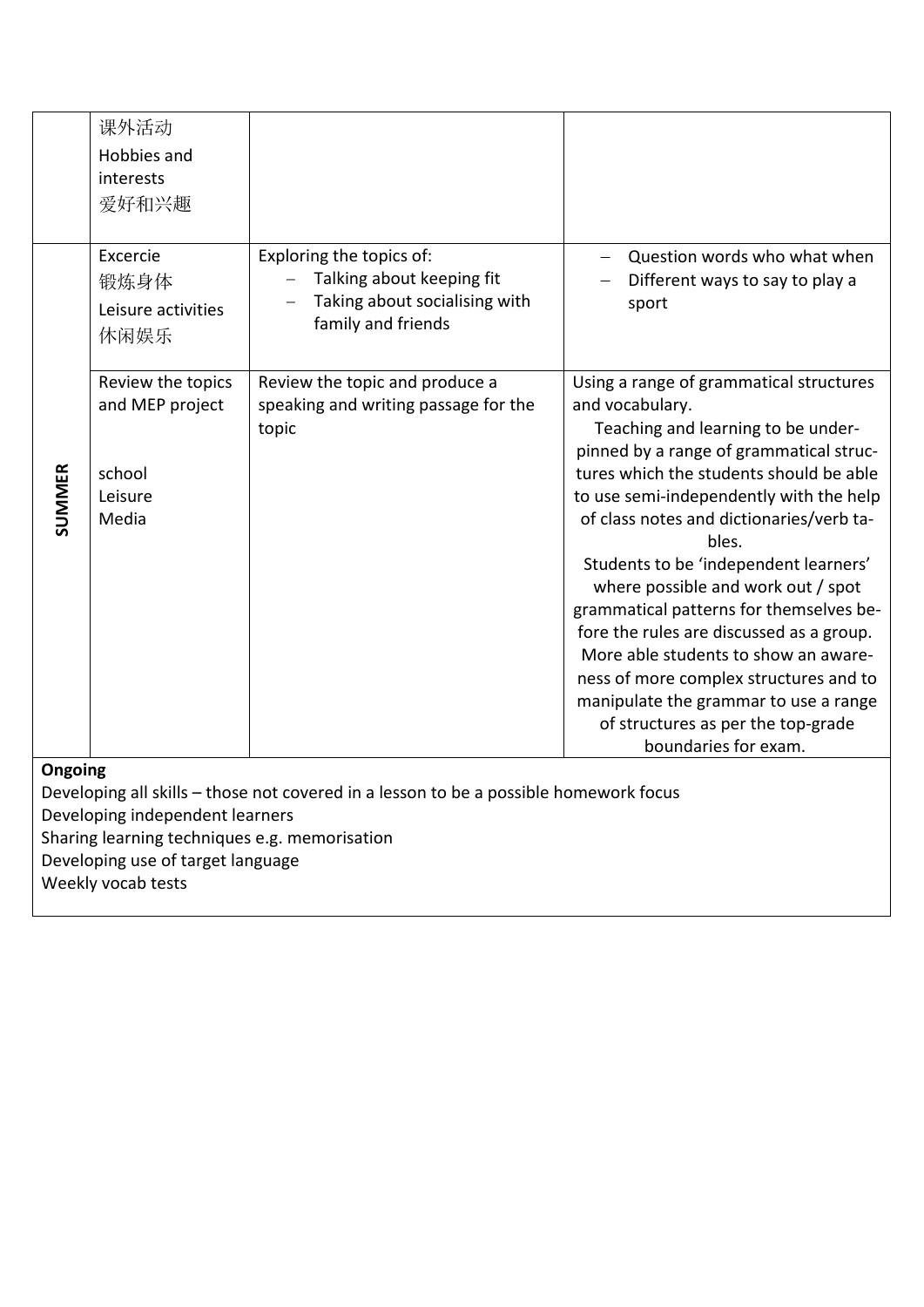| | | | |
|---|---|---|---|
| | 课外活动<br>Hobbies and interests<br>爱好和兴趣 | | |
| SUMMER | Excercie<br>锻炼身体<br>Leisure activities<br>休闲娱乐 | Exploring the topics of:<br>– Talking about keeping fit<br>– Taking about socialising with family and friends | – Question words who what when<br>– Different ways to say to play a sport |
| | Review the topics and MEP project<br><br>school<br>Leisure<br>Media | Review the topic and produce a speaking and writing passage for the topic | Using a range of grammatical structures and vocabulary.<br>Teaching and learning to be under-pinned by a range of grammatical structures which the students should be able to use semi-independently with the help of class notes and dictionaries/verb tables.<br>Students to be 'independent learners' where possible and work out / spot grammatical patterns for themselves before the rules are discussed as a group.<br>More able students to show an awareness of more complex structures and to manipulate the grammar to use a range of structures as per the top-grade boundaries for exam. |

**Ongoing**

Developing all skills – those not covered in a lesson to be a possible homework focus
Developing independent learners
Sharing learning techniques e.g. memorisation
Developing use of target language
Weekly vocab tests